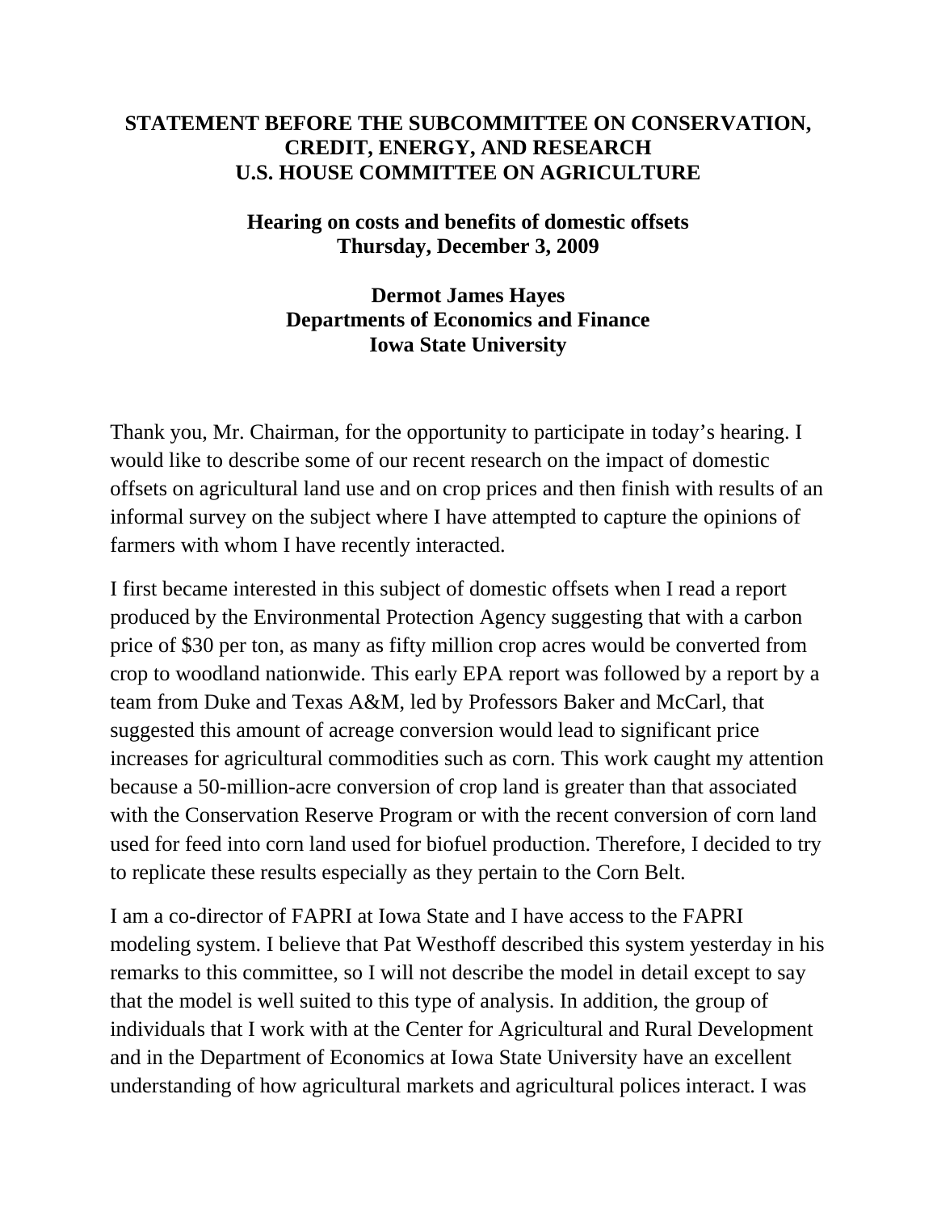**STATEMENT BEFORE THE SUBCOMMITTEE ON CONSERVATION, CREDIT, ENERGY, AND RESEARCH**
**U.S. HOUSE COMMITTEE ON AGRICULTURE**

**Hearing on costs and benefits of domestic offsets**
**Thursday, December 3, 2009**

**Dermot James Hayes**
**Departments of Economics and Finance**
**Iowa State University**

Thank you, Mr. Chairman, for the opportunity to participate in today's hearing. I would like to describe some of our recent research on the impact of domestic offsets on agricultural land use and on crop prices and then finish with results of an informal survey on the subject where I have attempted to capture the opinions of farmers with whom I have recently interacted.

I first became interested in this subject of domestic offsets when I read a report produced by the Environmental Protection Agency suggesting that with a carbon price of $30 per ton, as many as fifty million crop acres would be converted from crop to woodland nationwide. This early EPA report was followed by a report by a team from Duke and Texas A&M, led by Professors Baker and McCarl, that suggested this amount of acreage conversion would lead to significant price increases for agricultural commodities such as corn. This work caught my attention because a 50-million-acre conversion of crop land is greater than that associated with the Conservation Reserve Program or with the recent conversion of corn land used for feed into corn land used for biofuel production. Therefore, I decided to try to replicate these results especially as they pertain to the Corn Belt.

I am a co-director of FAPRI at Iowa State and I have access to the FAPRI modeling system. I believe that Pat Westhoff described this system yesterday in his remarks to this committee, so I will not describe the model in detail except to say that the model is well suited to this type of analysis. In addition, the group of individuals that I work with at the Center for Agricultural and Rural Development and in the Department of Economics at Iowa State University have an excellent understanding of how agricultural markets and agricultural polices interact. I was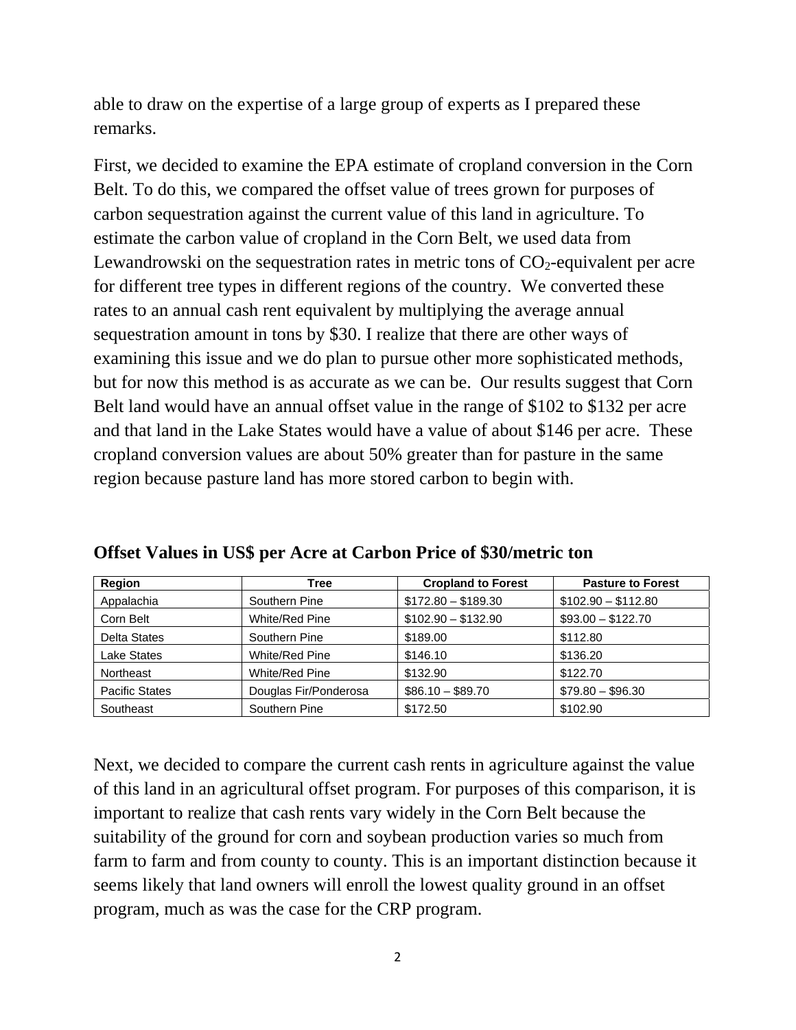able to draw on the expertise of a large group of experts as I prepared these remarks.

First, we decided to examine the EPA estimate of cropland conversion in the Corn Belt. To do this, we compared the offset value of trees grown for purposes of carbon sequestration against the current value of this land in agriculture. To estimate the carbon value of cropland in the Corn Belt, we used data from Lewandrowski on the sequestration rates in metric tons of $CO_2$-equivalent per acre for different tree types in different regions of the country. We converted these rates to an annual cash rent equivalent by multiplying the average annual sequestration amount in tons by $30. I realize that there are other ways of examining this issue and we do plan to pursue other more sophisticated methods, but for now this method is as accurate as we can be. Our results suggest that Corn Belt land would have an annual offset value in the range of $102 to $132 per acre and that land in the Lake States would have a value of about $146 per acre. These cropland conversion values are about 50% greater than for pasture in the same region because pasture land has more stored carbon to begin with.

**Offset Values in US$ per Acre at Carbon Price of $30/metric ton**

| Region | Tree | Cropland to Forest | Pasture to Forest |
|---|---|---|---|
| Appalachia | Southern Pine | $172.80 – $189.30 | $102.90 – $112.80 |
| Corn Belt | White/Red Pine | $102.90 – $132.90 | $93.00 – $122.70 |
| Delta States | Southern Pine | $189.00 | $112.80 |
| Lake States | White/Red Pine | $146.10 | $136.20 |
| Northeast | White/Red Pine | $132.90 | $122.70 |
| Pacific States | Douglas Fir/Ponderosa | $86.10 – $89.70 | $79.80 – $96.30 |
| Southeast | Southern Pine | $172.50 | $102.90 |

Next, we decided to compare the current cash rents in agriculture against the value of this land in an agricultural offset program. For purposes of this comparison, it is important to realize that cash rents vary widely in the Corn Belt because the suitability of the ground for corn and soybean production varies so much from farm to farm and from county to county. This is an important distinction because it seems likely that land owners will enroll the lowest quality ground in an offset program, much as was the case for the CRP program.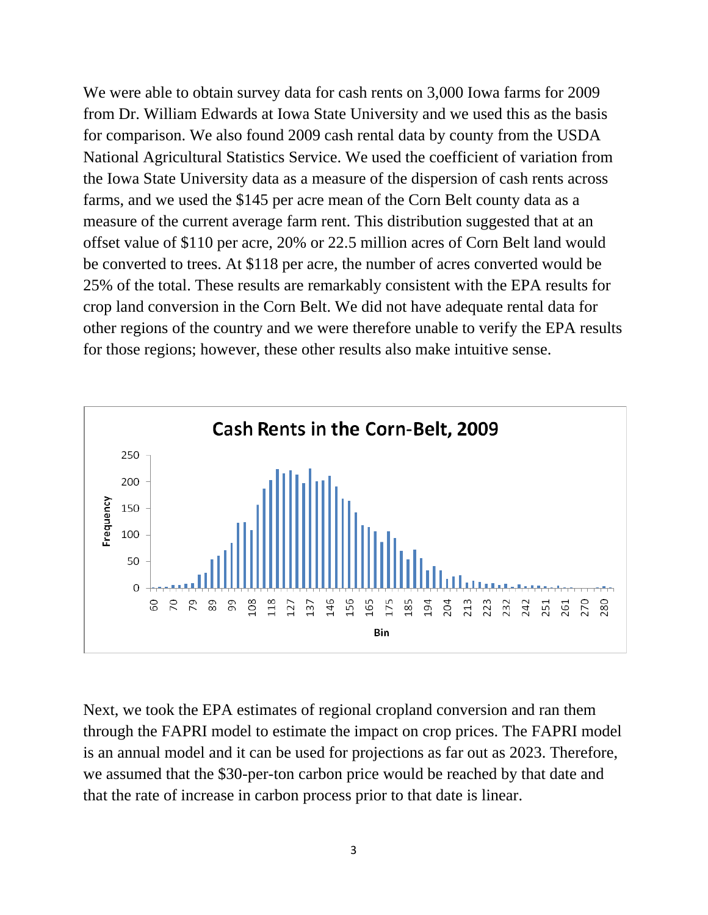We were able to obtain survey data for cash rents on 3,000 Iowa farms for 2009 from Dr. William Edwards at Iowa State University and we used this as the basis for comparison. We also found 2009 cash rental data by county from the USDA National Agricultural Statistics Service. We used the coefficient of variation from the Iowa State University data as a measure of the dispersion of cash rents across farms, and we used the $145 per acre mean of the Corn Belt county data as a measure of the current average farm rent. This distribution suggested that at an offset value of $110 per acre, 20% or 22.5 million acres of Corn Belt land would be converted to trees. At $118 per acre, the number of acres converted would be 25% of the total. These results are remarkably consistent with the EPA results for crop land conversion in the Corn Belt. We did not have adequate rental data for other regions of the country and we were therefore unable to verify the EPA results for those regions; however, these other results also make intuitive sense.

Next, we took the EPA estimates of regional cropland conversion and ran them through the FAPRI model to estimate the impact on crop prices. The FAPRI model is an annual model and it can be used for projections as far out as 2023. Therefore, we assumed that the $30-per-ton carbon price would be reached by that date and that the rate of increase in carbon process prior to that date is linear.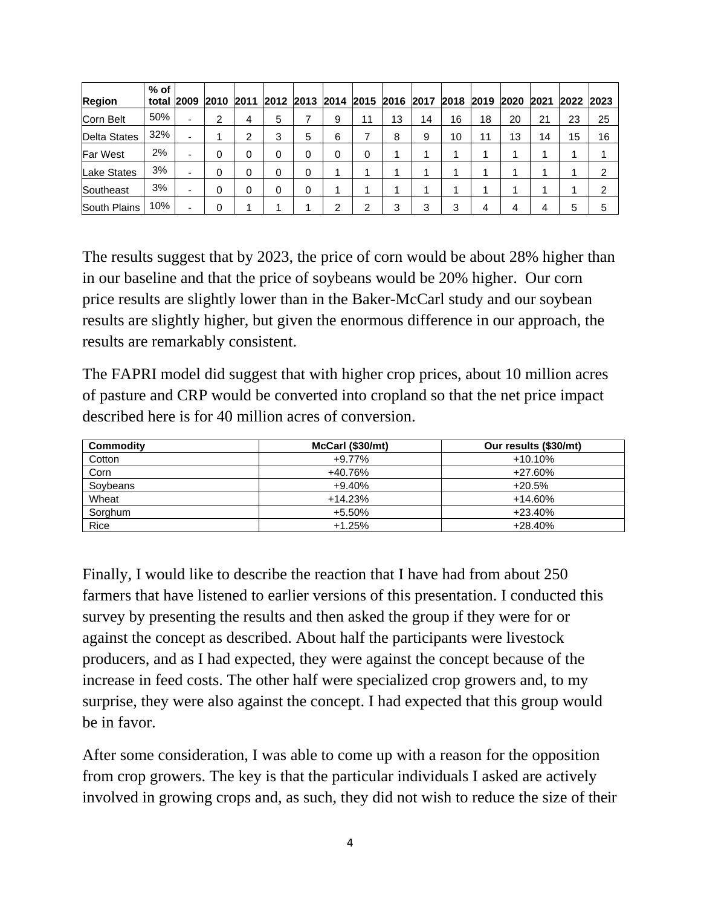| Region | % of total | 2009 | 2010 | 2011 | 2012 | 2013 | 2014 | 2015 | 2016 | 2017 | 2018 | 2019 | 2020 | 2021 | 2022 | 2023 |
|---|---|---|---|---|---|---|---|---|---|---|---|---|---|---|---|---|
| Corn Belt | 50% | - | 2 | 4 | 5 | 7 | 9 | 11 | 13 | 14 | 16 | 18 | 20 | 21 | 23 | 25 |
| Delta States | 32% | - | 1 | 2 | 3 | 5 | 6 | 7 | 8 | 9 | 10 | 11 | 13 | 14 | 15 | 16 |
| Far West | 2% | - | 0 | 0 | 0 | 0 | 0 | 0 | 1 | 1 | 1 | 1 | 1 | 1 | 1 | 1 |
| Lake States | 3% | - | 0 | 0 | 0 | 0 | 1 | 1 | 1 | 1 | 1 | 1 | 1 | 1 | 1 | 2 |
| Southeast | 3% | - | 0 | 0 | 0 | 0 | 1 | 1 | 1 | 1 | 1 | 1 | 1 | 1 | 1 | 2 |
| South Plains | 10% | - | 0 | 1 | 1 | 1 | 2 | 2 | 3 | 3 | 3 | 4 | 4 | 4 | 5 | 5 |

The results suggest that by 2023, the price of corn would be about 28% higher than in our baseline and that the price of soybeans would be 20% higher. Our corn price results are slightly lower than in the Baker-McCarl study and our soybean results are slightly higher, but given the enormous difference in our approach, the results are remarkably consistent.

The FAPRI model did suggest that with higher crop prices, about 10 million acres of pasture and CRP would be converted into cropland so that the net price impact described here is for 40 million acres of conversion.

| Commodity | McCarl ($30/mt) | Our results ($30/mt) |
|---|---|---|
| Cotton | +9.77% | +10.10% |
| Corn | +40.76% | +27.60% |
| Soybeans | +9.40% | +20.5% |
| Wheat | +14.23% | +14.60% |
| Sorghum | +5.50% | +23.40% |
| Rice | +1.25% | +28.40% |

Finally, I would like to describe the reaction that I have had from about 250 farmers that have listened to earlier versions of this presentation. I conducted this survey by presenting the results and then asked the group if they were for or against the concept as described. About half the participants were livestock producers, and as I had expected, they were against the concept because of the increase in feed costs. The other half were specialized crop growers and, to my surprise, they were also against the concept. I had expected that this group would be in favor.

After some consideration, I was able to come up with a reason for the opposition from crop growers. The key is that the particular individuals I asked are actively involved in growing crops and, as such, they did not wish to reduce the size of their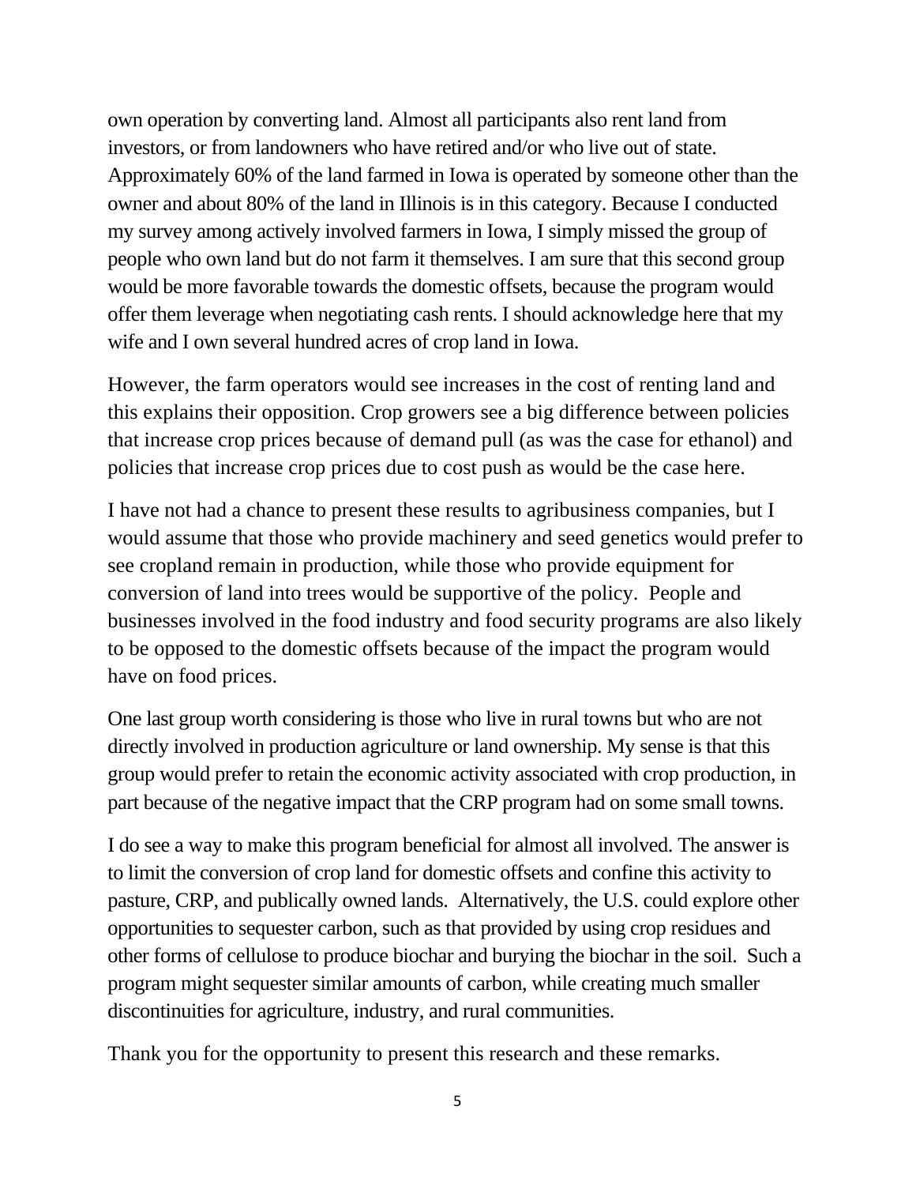own operation by converting land. Almost all participants also rent land from investors, or from landowners who have retired and/or who live out of state. Approximately 60% of the land farmed in Iowa is operated by someone other than the owner and about 80% of the land in Illinois is in this category. Because I conducted my survey among actively involved farmers in Iowa, I simply missed the group of people who own land but do not farm it themselves. I am sure that this second group would be more favorable towards the domestic offsets, because the program would offer them leverage when negotiating cash rents. I should acknowledge here that my wife and I own several hundred acres of crop land in Iowa.

However, the farm operators would see increases in the cost of renting land and this explains their opposition. Crop growers see a big difference between policies that increase crop prices because of demand pull (as was the case for ethanol) and policies that increase crop prices due to cost push as would be the case here.

I have not had a chance to present these results to agribusiness companies, but I would assume that those who provide machinery and seed genetics would prefer to see cropland remain in production, while those who provide equipment for conversion of land into trees would be supportive of the policy. People and businesses involved in the food industry and food security programs are also likely to be opposed to the domestic offsets because of the impact the program would have on food prices.

One last group worth considering is those who live in rural towns but who are not directly involved in production agriculture or land ownership. My sense is that this group would prefer to retain the economic activity associated with crop production, in part because of the negative impact that the CRP program had on some small towns.

I do see a way to make this program beneficial for almost all involved. The answer is to limit the conversion of crop land for domestic offsets and confine this activity to pasture, CRP, and publically owned lands. Alternatively, the U.S. could explore other opportunities to sequester carbon, such as that provided by using crop residues and other forms of cellulose to produce biochar and burying the biochar in the soil. Such a program might sequester similar amounts of carbon, while creating much smaller discontinuities for agriculture, industry, and rural communities.

Thank you for the opportunity to present this research and these remarks.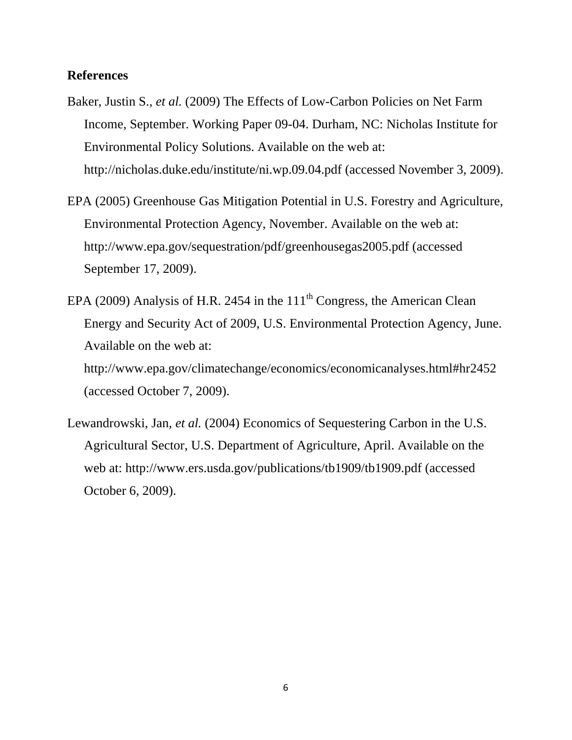## References

Baker, Justin S., *et al.* (2009) The Effects of Low-Carbon Policies on Net Farm Income, September. Working Paper 09-04. Durham, NC: Nicholas Institute for Environmental Policy Solutions. Available on the web at: http://nicholas.duke.edu/institute/ni.wp.09.04.pdf (accessed November 3, 2009).

EPA (2005) Greenhouse Gas Mitigation Potential in U.S. Forestry and Agriculture, Environmental Protection Agency, November. Available on the web at: http://www.epa.gov/sequestration/pdf/greenhousegas2005.pdf (accessed September 17, 2009).

EPA (2009) Analysis of H.R. 2454 in the 111th Congress, the American Clean Energy and Security Act of 2009, U.S. Environmental Protection Agency, June. Available on the web at: http://www.epa.gov/climatechange/economics/economicanalyses.html#hr2452 (accessed October 7, 2009).

Lewandrowski, Jan, *et al.* (2004) Economics of Sequestering Carbon in the U.S. Agricultural Sector, U.S. Department of Agriculture, April. Available on the web at: http://www.ers.usda.gov/publications/tb1909/tb1909.pdf (accessed October 6, 2009).